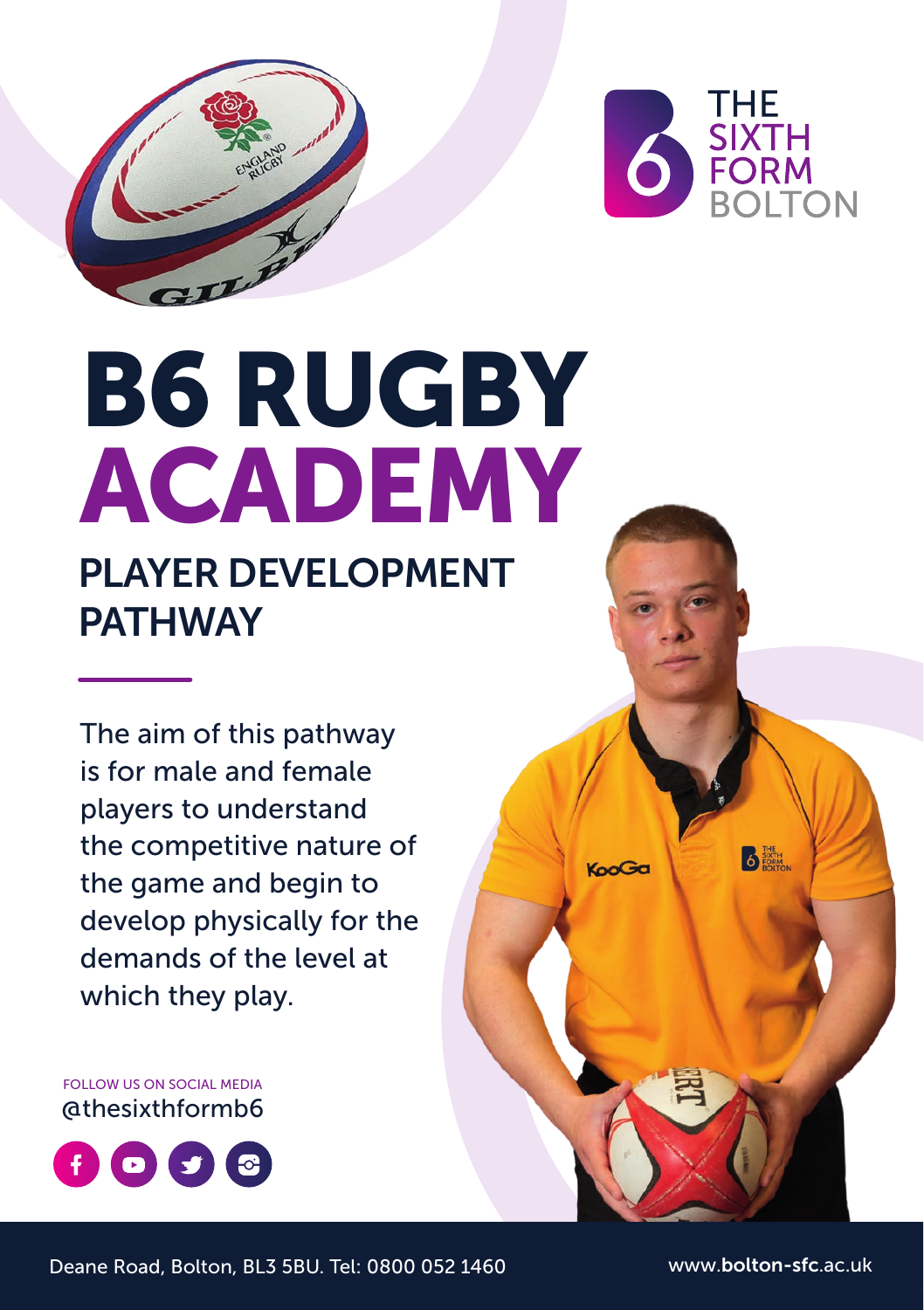THE SIXTH FORM BOLTON

# B6 RUGBY ACADEMY

## PLAYER DEVELOPMENT PATHWAY

The aim of this pathway is for male and female players to understand the competitive nature of the game and begin to develop physically for the demands of the level at which they play.

FOLLOW US ON SOCIAL MEDIA
@thesixthformb6

Deane Road, Bolton, BL3 5BU. Tel: 0800 052 1460

www.bolton-sfc.ac.uk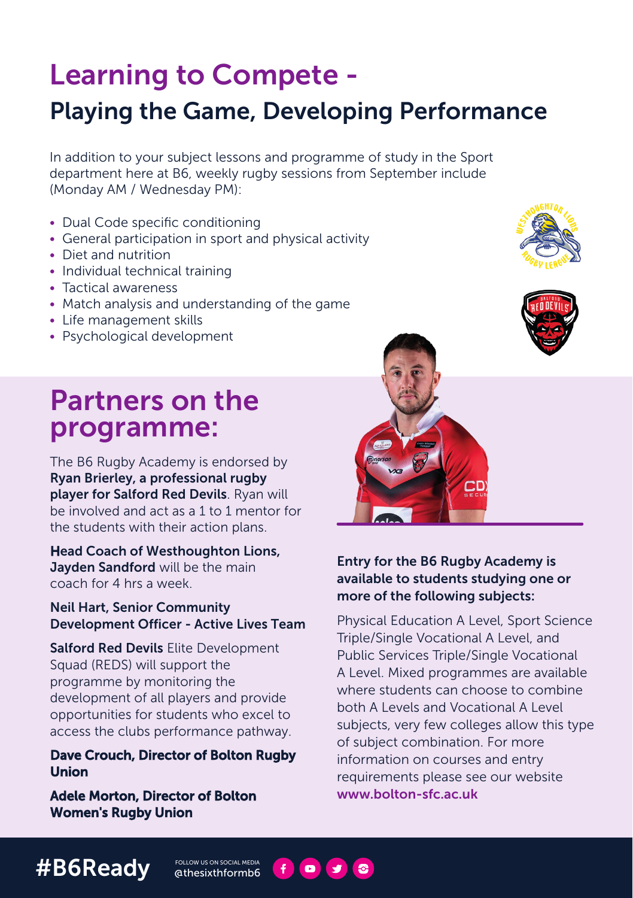# Learning to Compete -

## Playing the Game, Developing Performance

In addition to your subject lessons and programme of study in the Sport department here at B6, weekly rugby sessions from September include (Monday AM / Wednesday PM):

- Dual Code specific conditioning
- General participation in sport and physical activity
- Diet and nutrition
- Individual technical training
- Tactical awareness
- Match analysis and understanding of the game
- Life management skills
- Psychological development

## Partners on the programme:

The B6 Rugby Academy is endorsed by **Ryan Brierley, a professional rugby player for Salford Red Devils**. Ryan will be involved and act as a 1 to 1 mentor for the students with their action plans.

**Head Coach of Westhoughton Lions, Jayden Sandford** will be the main coach for 4 hrs a week.

**Neil Hart, Senior Community Development Officer - Active Lives Team**

**Salford Red Devils** Elite Development Squad (REDS) will support the programme by monitoring the development of all players and provide opportunities for students who excel to access the clubs performance pathway.

**Dave Crouch, Director of Bolton Rugby Union**

**Adele Morton, Director of Bolton Women's Rugby Union**

**Entry for the B6 Rugby Academy is available to students studying one or more of the following subjects:**

Physical Education A Level, Sport Science Triple/Single Vocational A Level, and Public Services Triple/Single Vocational A Level. Mixed programmes are available where students can choose to combine both A Levels and Vocational A Level subjects, very few colleges allow this type of subject combination. For more information on courses and entry requirements please see our website **www.bolton-sfc.ac.uk**

#B6Ready

FOLLOW US ON SOCIAL MEDIA @thesixthformb6